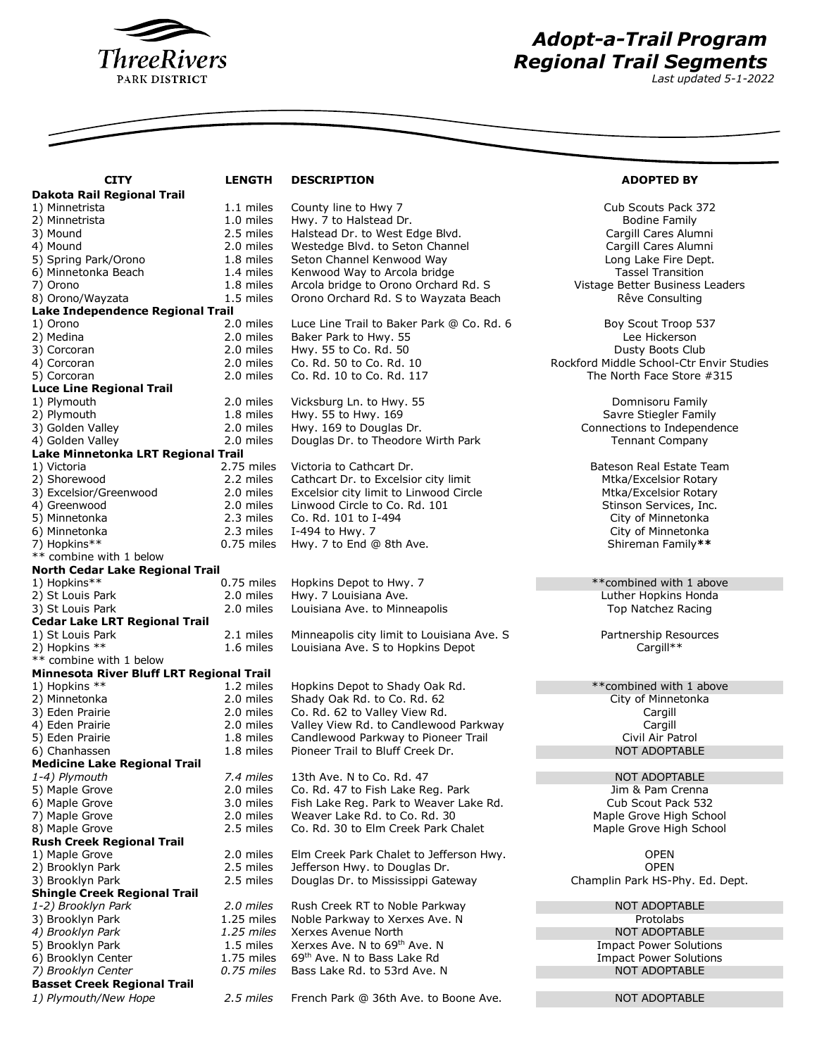# Adopt-a-Trail Program
## Regional Trail Segments

*Last updated 5-1-2022*

| CITY | LENGTH | DESCRIPTION | ADOPTED BY |
|---|---|---|---|
| **Dakota Rail Regional Trail** | | | |
| 1) Minnetrista | 1.1 miles | County line to Hwy 7 | Cub Scouts Pack 372 |
| 2) Minnetrista | 1.0 miles | Hwy. 7 to Halstead Dr. | Bodine Family |
| 3) Mound | 2.5 miles | Halstead Dr. to West Edge Blvd. | Cargill Cares Alumni |
| 4) Mound | 2.0 miles | Westedge Blvd. to Seton Channel | Cargill Cares Alumni |
| 5) Spring Park/Orono | 1.8 miles | Seton Channel Kenwood Way | Long Lake Fire Dept. |
| 6) Minnetonka Beach | 1.4 miles | Kenwood Way to Arcola bridge | Tassel Transition |
| 7) Orono | 1.8 miles | Arcola bridge to Orono Orchard Rd. S | Vistage Better Business Leaders |
| 8) Orono/Wayzata | 1.5 miles | Orono Orchard Rd. S to Wayzata Beach | Rêve Consulting |
| **Lake Independence Regional Trail** | | | |
| 1) Orono | 2.0 miles | Luce Line Trail to Baker Park @ Co. Rd. 6 | Boy Scout Troop 537 |
| 2) Medina | 2.0 miles | Baker Park to Hwy. 55 | Lee Hickerson |
| 3) Corcoran | 2.0 miles | Hwy. 55 to Co. Rd. 50 | Dusty Boots Club |
| 4) Corcoran | 2.0 miles | Co. Rd. 50 to Co. Rd. 10 | Rockford Middle School-Ctr Envir Studies |
| 5) Corcoran | 2.0 miles | Co. Rd. 10 to Co. Rd. 117 | The North Face Store #315 |
| **Luce Line Regional Trail** | | | |
| 1) Plymouth | 2.0 miles | Vicksburg Ln. to Hwy. 55 | Domnisoru Family |
| 2) Plymouth | 1.8 miles | Hwy. 55 to Hwy. 169 | Savre Stiegler Family |
| 3) Golden Valley | 2.0 miles | Hwy. 169 to Douglas Dr. | Connections to Independence |
| 4) Golden Valley | 2.0 miles | Douglas Dr. to Theodore Wirth Park | Tennant Company |
| **Lake Minnetonka LRT Regional Trail** | | | |
| 1) Victoria | 2.75 miles | Victoria to Cathcart Dr. | Bateson Real Estate Team |
| 2) Shorewood | 2.2 miles | Cathcart Dr. to Excelsior city limit | Mtka/Excelsior Rotary |
| 3) Excelsior/Greenwood | 2.0 miles | Excelsior city limit to Linwood Circle | Mtka/Excelsior Rotary |
| 4) Greenwood | 2.0 miles | Linwood Circle to Co. Rd. 101 | Stinson Services, Inc. |
| 5) Minnetonka | 2.3 miles | Co. Rd. 101 to I-494 | City of Minnetonka |
| 6) Minnetonka | 2.3 miles | I-494 to Hwy. 7 | City of Minnetonka |
| 7) Hopkins** | 0.75 miles | Hwy. 7 to End @ 8th Ave. | Shireman Family** |
| ** combine with 1 below | | | |
| **North Cedar Lake Regional Trail** | | | |
| 1) Hopkins** | 0.75 miles | Hopkins Depot to Hwy. 7 | **combined with 1 above |
| 2) St Louis Park | 2.0 miles | Hwy. 7 Louisiana Ave. | Luther Hopkins Honda |
| 3) St Louis Park | 2.0 miles | Louisiana Ave. to Minneapolis | Top Natchez Racing |
| **Cedar Lake LRT Regional Trail** | | | |
| 1) St Louis Park | 2.1 miles | Minneapolis city limit to Louisiana Ave. S | Partnership Resources |
| 2) Hopkins ** | 1.6 miles | Louisiana Ave. S to Hopkins Depot | Cargill** |
| ** combine with 1 below | | | |
| **Minnesota River Bluff LRT Regional Trail** | | | |
| 1) Hopkins ** | 1.2 miles | Hopkins Depot to Shady Oak Rd. | **combined with 1 above |
| 2) Minnetonka | 2.0 miles | Shady Oak Rd. to Co. Rd. 62 | City of Minnetonka |
| 3) Eden Prairie | 2.0 miles | Co. Rd. 62 to Valley View Rd. | Cargill |
| 4) Eden Prairie | 2.0 miles | Valley View Rd. to Candlewood Parkway | Cargill |
| 5) Eden Prairie | 1.8 miles | Candlewood Parkway to Pioneer Trail | Civil Air Patrol |
| 6) Chanhassen | 1.8 miles | Pioneer Trail to Bluff Creek Dr. | NOT ADOPTABLE |
| **Medicine Lake Regional Trail** | | | |
| *1-4) Plymouth* | *7.4 miles* | 13th Ave. N to Co. Rd. 47 | NOT ADOPTABLE |
| 5) Maple Grove | 2.0 miles | Co. Rd. 47 to Fish Lake Reg. Park | Jim & Pam Crenna |
| 6) Maple Grove | 3.0 miles | Fish Lake Reg. Park to Weaver Lake Rd. | Cub Scout Pack 532 |
| 7) Maple Grove | 2.0 miles | Weaver Lake Rd. to Co. Rd. 30 | Maple Grove High School |
| 8) Maple Grove | 2.5 miles | Co. Rd. 30 to Elm Creek Park Chalet | Maple Grove High School |
| **Rush Creek Regional Trail** | | | |
| 1) Maple Grove | 2.0 miles | Elm Creek Park Chalet to Jefferson Hwy. | OPEN |
| 2) Brooklyn Park | 2.5 miles | Jefferson Hwy. to Douglas Dr. | OPEN |
| 3) Brooklyn Park | 2.5 miles | Douglas Dr. to Mississippi Gateway | Champlin Park HS-Phy. Ed. Dept. |
| **Shingle Creek Regional Trail** | | | |
| *1-2) Brooklyn Park* | *2.0 miles* | Rush Creek RT to Noble Parkway | NOT ADOPTABLE |
| 3) Brooklyn Park | 1.25 miles | Noble Parkway to Xerxes Ave. N | Protolabs |
| *4) Brooklyn Park* | *1.25 miles* | Xerxes Avenue North | NOT ADOPTABLE |
| 5) Brooklyn Park | 1.5 miles | Xerxes Ave. N to 69th Ave. N | Impact Power Solutions |
| 6) Brooklyn Center | 1.75 miles | 69th Ave. N to Bass Lake Rd | Impact Power Solutions |
| *7) Brooklyn Center* | *0.75 miles* | Bass Lake Rd. to 53rd Ave. N | NOT ADOPTABLE |
| **Basset Creek Regional Trail** | | | |
| *1) Plymouth/New Hope* | *2.5 miles* | French Park @ 36th Ave. to Boone Ave. | NOT ADOPTABLE |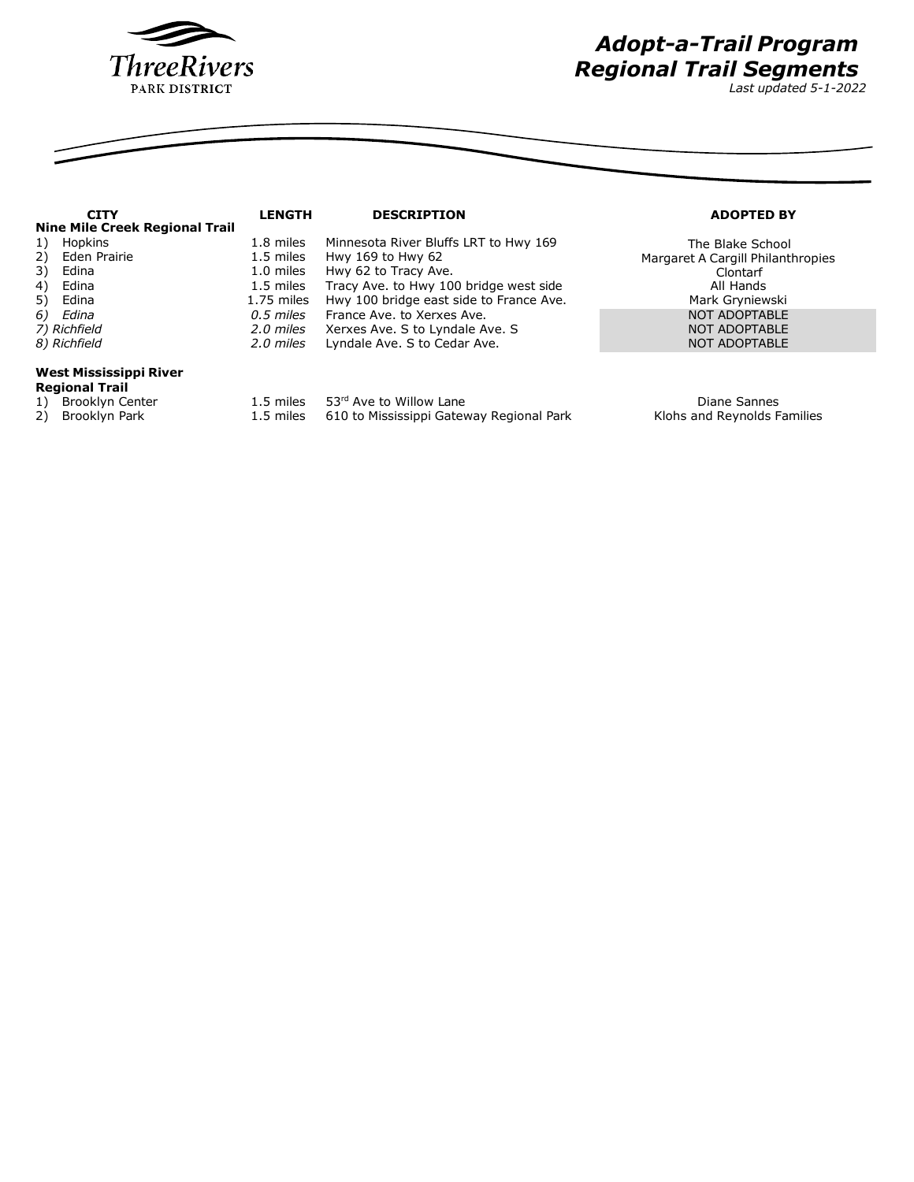ThreeRivers
PARK DISTRICT

# Adopt-a-Trail Program
## Regional Trail Segments

*Last updated 5-1-2022*

| CITY | LENGTH | DESCRIPTION | ADOPTED BY |
|---|---|---|---|
| **Nine Mile Creek Regional Trail** | | | |
| 1) Hopkins | 1.8 miles | Minnesota River Bluffs LRT to Hwy 169 | The Blake School |
| 2) Eden Prairie | 1.5 miles | Hwy 169 to Hwy 62 | Margaret A Cargill Philanthropies |
| 3) Edina | 1.0 miles | Hwy 62 to Tracy Ave. | Clontarf |
| 4) Edina | 1.5 miles | Tracy Ave. to Hwy 100 bridge west side | All Hands |
| 5) Edina | 1.75 miles | Hwy 100 bridge east side to France Ave. | Mark Gryniewski |
| *6) Edina* | *0.5 miles* | France Ave. to Xerxes Ave. | NOT ADOPTABLE |
| *7) Richfield* | *2.0 miles* | Xerxes Ave. S to Lyndale Ave. S | NOT ADOPTABLE |
| *8) Richfield* | *2.0 miles* | Lyndale Ave. S to Cedar Ave. | NOT ADOPTABLE |
| **West Mississippi River Regional Trail** | | | |
| 1) Brooklyn Center | 1.5 miles | 53rd Ave to Willow Lane | Diane Sannes |
| 2) Brooklyn Park | 1.5 miles | 610 to Mississippi Gateway Regional Park | Klohs and Reynolds Families |